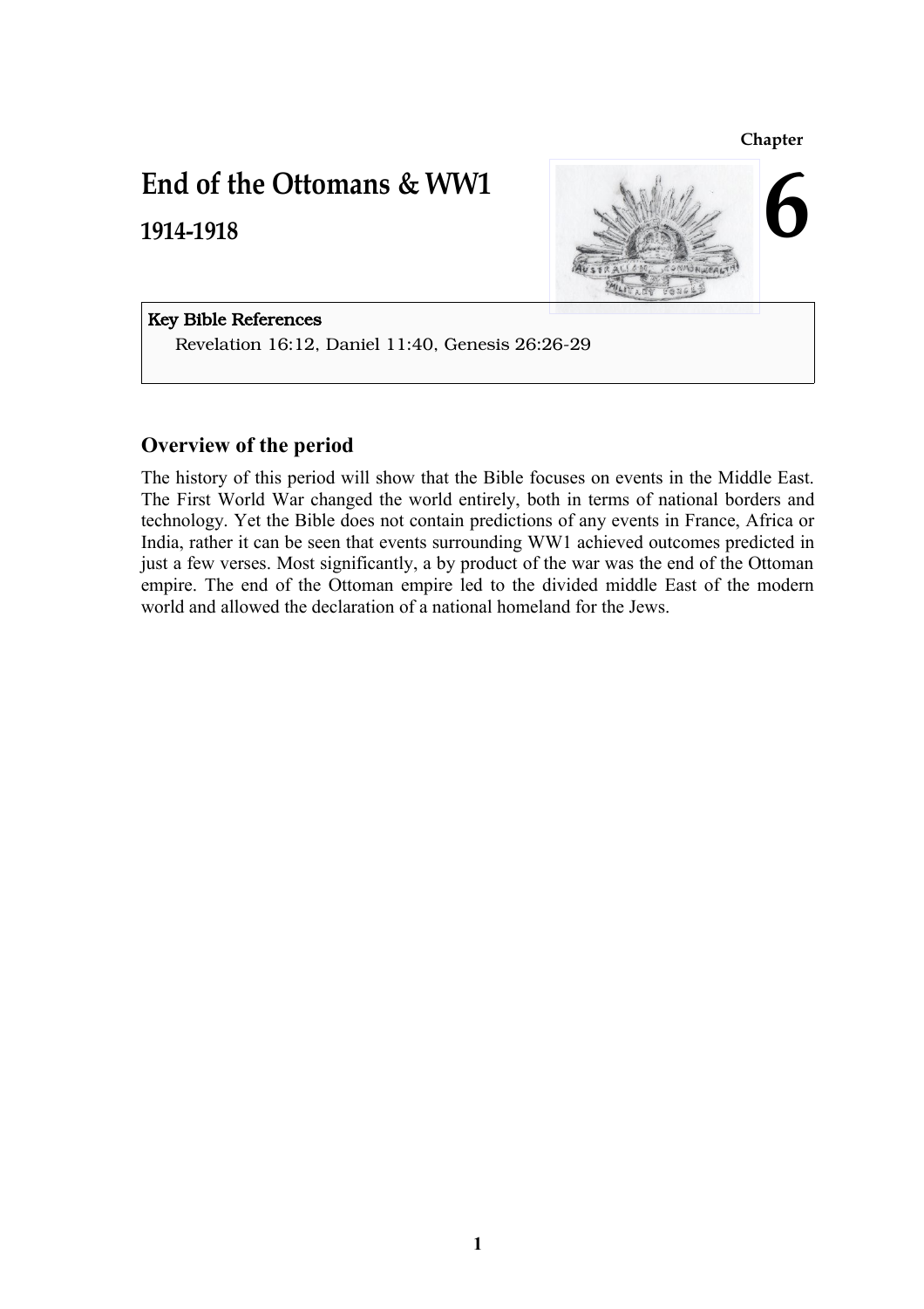Chapter

# End of the Ottomans & WW1

## 1914-1918

# 6

**Key Bible References**

Revelation 16:12, Daniel 11:40, Genesis 26:26-29

### Overview of the period

The history of this period will show that the Bible focuses on events in the Middle East. The First World War changed the world entirely, both in terms of national borders and technology. Yet the Bible does not contain predictions of any events in France, Africa or India, rather it can be seen that events surrounding WW1 achieved outcomes predicted in just a few verses. Most significantly, a by product of the war was the end of the Ottoman empire. The end of the Ottoman empire led to the divided middle East of the modern world and allowed the declaration of a national homeland for the Jews.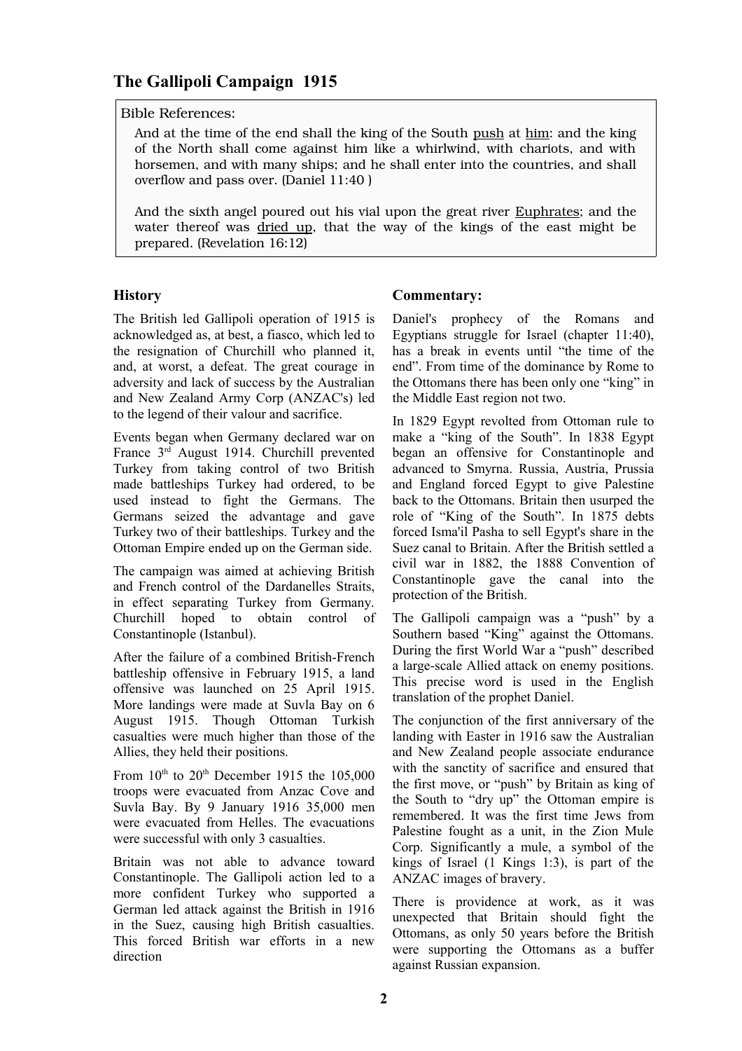# The Gallipoli Campaign 1915

Bible References:

And at the time of the end shall the king of the South push at him: and the king of the North shall come against him like a whirlwind, with chariots, and with horsemen, and with many ships; and he shall enter into the countries, and shall overflow and pass over. (Daniel 11:40 )

And the sixth angel poured out his vial upon the great river Euphrates; and the water thereof was dried up, that the way of the kings of the east might be prepared. (Revelation 16:12)

## History

The British led Gallipoli operation of 1915 is acknowledged as, at best, a fiasco, which led to the resignation of Churchill who planned it, and, at worst, a defeat. The great courage in adversity and lack of success by the Australian and New Zealand Army Corp (ANZAC's) led to the legend of their valour and sacrifice.

Events began when Germany declared war on France 3rd August 1914. Churchill prevented Turkey from taking control of two British made battleships Turkey had ordered, to be used instead to fight the Germans. The Germans seized the advantage and gave Turkey two of their battleships. Turkey and the Ottoman Empire ended up on the German side.

The campaign was aimed at achieving British and French control of the Dardanelles Straits, in effect separating Turkey from Germany. Churchill hoped to obtain control of Constantinople (Istanbul).

After the failure of a combined British-French battleship offensive in February 1915, a land offensive was launched on 25 April 1915. More landings were made at Suvla Bay on 6 August 1915. Though Ottoman Turkish casualties were much higher than those of the Allies, they held their positions.

From 10th to 20th December 1915 the 105,000 troops were evacuated from Anzac Cove and Suvla Bay. By 9 January 1916 35,000 men were evacuated from Helles. The evacuations were successful with only 3 casualties.

Britain was not able to advance toward Constantinople. The Gallipoli action led to a more confident Turkey who supported a German led attack against the British in 1916 in the Suez, causing high British casualties. This forced British war efforts in a new direction

## Commentary:

Daniel's prophecy of the Romans and Egyptians struggle for Israel (chapter 11:40), has a break in events until "the time of the end". From time of the dominance by Rome to the Ottomans there has been only one "king" in the Middle East region not two.

In 1829 Egypt revolted from Ottoman rule to make a "king of the South". In 1838 Egypt began an offensive for Constantinople and advanced to Smyrna. Russia, Austria, Prussia and England forced Egypt to give Palestine back to the Ottomans. Britain then usurped the role of "King of the South". In 1875 debts forced Isma'il Pasha to sell Egypt's share in the Suez canal to Britain. After the British settled a civil war in 1882, the 1888 Convention of Constantinople gave the canal into the protection of the British.

The Gallipoli campaign was a "push" by a Southern based "King" against the Ottomans. During the first World War a "push" described a large-scale Allied attack on enemy positions. This precise word is used in the English translation of the prophet Daniel.

The conjunction of the first anniversary of the landing with Easter in 1916 saw the Australian and New Zealand people associate endurance with the sanctity of sacrifice and ensured that the first move, or "push" by Britain as king of the South to "dry up" the Ottoman empire is remembered. It was the first time Jews from Palestine fought as a unit, in the Zion Mule Corp. Significantly a mule, a symbol of the kings of Israel (1 Kings 1:3), is part of the ANZAC images of bravery.

There is providence at work, as it was unexpected that Britain should fight the Ottomans, as only 50 years before the British were supporting the Ottomans as a buffer against Russian expansion.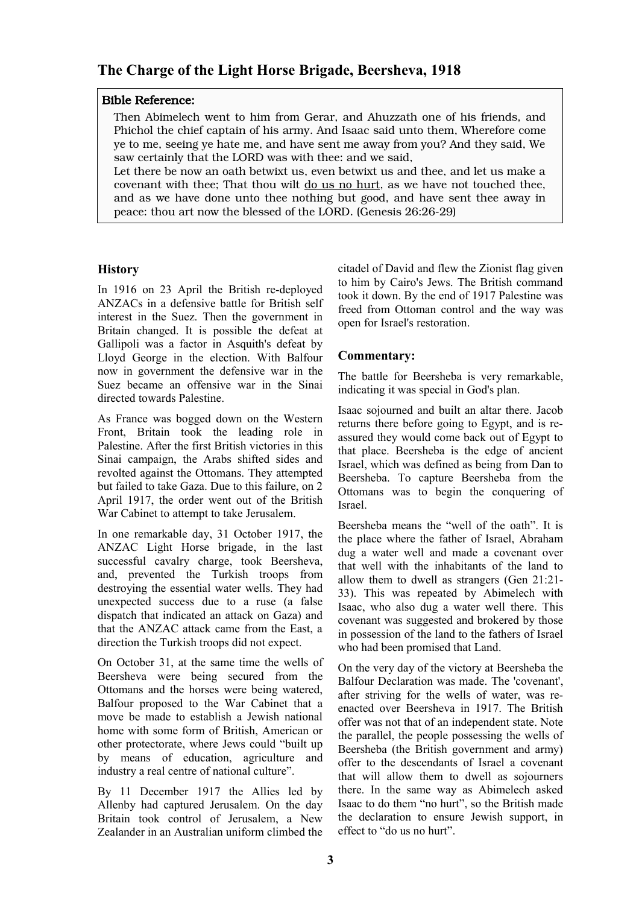## The Charge of the Light Horse Brigade, Beersheva, 1918

**Bible Reference:**

Then Abimelech went to him from Gerar, and Ahuzzath one of his friends, and Phichol the chief captain of his army. And Isaac said unto them, Wherefore come ye to me, seeing ye hate me, and have sent me away from you? And they said, We saw certainly that the LORD was with thee: and we said,
Let there be now an oath betwixt us, even betwixt us and thee, and let us make a covenant with thee; That thou wilt <u>do us no hurt</u>, as we have not touched thee, and as we have done unto thee nothing but good, and have sent thee away in peace: thou art now the blessed of the LORD. (Genesis 26:26-29)

### History

In 1916 on 23 April the British re-deployed ANZACs in a defensive battle for British self interest in the Suez. Then the government in Britain changed. It is possible the defeat at Gallipoli was a factor in Asquith's defeat by Lloyd George in the election. With Balfour now in government the defensive war in the Suez became an offensive war in the Sinai directed towards Palestine.

As France was bogged down on the Western Front, Britain took the leading role in Palestine. After the first British victories in this Sinai campaign, the Arabs shifted sides and revolted against the Ottomans. They attempted but failed to take Gaza. Due to this failure, on 2 April 1917, the order went out of the British War Cabinet to attempt to take Jerusalem.

In one remarkable day, 31 October 1917, the ANZAC Light Horse brigade, in the last successful cavalry charge, took Beersheva, and, prevented the Turkish troops from destroying the essential water wells. They had unexpected success due to a ruse (a false dispatch that indicated an attack on Gaza) and that the ANZAC attack came from the East, a direction the Turkish troops did not expect.

On October 31, at the same time the wells of Beersheva were being secured from the Ottomans and the horses were being watered, Balfour proposed to the War Cabinet that a move be made to establish a Jewish national home with some form of British, American or other protectorate, where Jews could "built up by means of education, agriculture and industry a real centre of national culture".

By 11 December 1917 the Allies led by Allenby had captured Jerusalem. On the day Britain took control of Jerusalem, a New Zealander in an Australian uniform climbed the citadel of David and flew the Zionist flag given to him by Cairo's Jews. The British command took it down. By the end of 1917 Palestine was freed from Ottoman control and the way was open for Israel's restoration.

### Commentary:

The battle for Beersheba is very remarkable, indicating it was special in God's plan.

Isaac sojourned and built an altar there. Jacob returns there before going to Egypt, and is re-assured they would come back out of Egypt to that place. Beersheba is the edge of ancient Israel, which was defined as being from Dan to Beersheba. To capture Beersheba from the Ottomans was to begin the conquering of Israel.

Beersheba means the "well of the oath". It is the place where the father of Israel, Abraham dug a water well and made a covenant over that well with the inhabitants of the land to allow them to dwell as strangers (Gen 21:21-33). This was repeated by Abimelech with Isaac, who also dug a water well there. This covenant was suggested and brokered by those in possession of the land to the fathers of Israel who had been promised that Land.

On the very day of the victory at Beersheba the Balfour Declaration was made. The 'covenant', after striving for the wells of water, was re-enacted over Beersheva in 1917. The British offer was not that of an independent state. Note the parallel, the people possessing the wells of Beersheba (the British government and army) offer to the descendants of Israel a covenant that will allow them to dwell as sojourners there. In the same way as Abimelech asked Isaac to do them "no hurt", so the British made the declaration to ensure Jewish support, in effect to "do us no hurt".